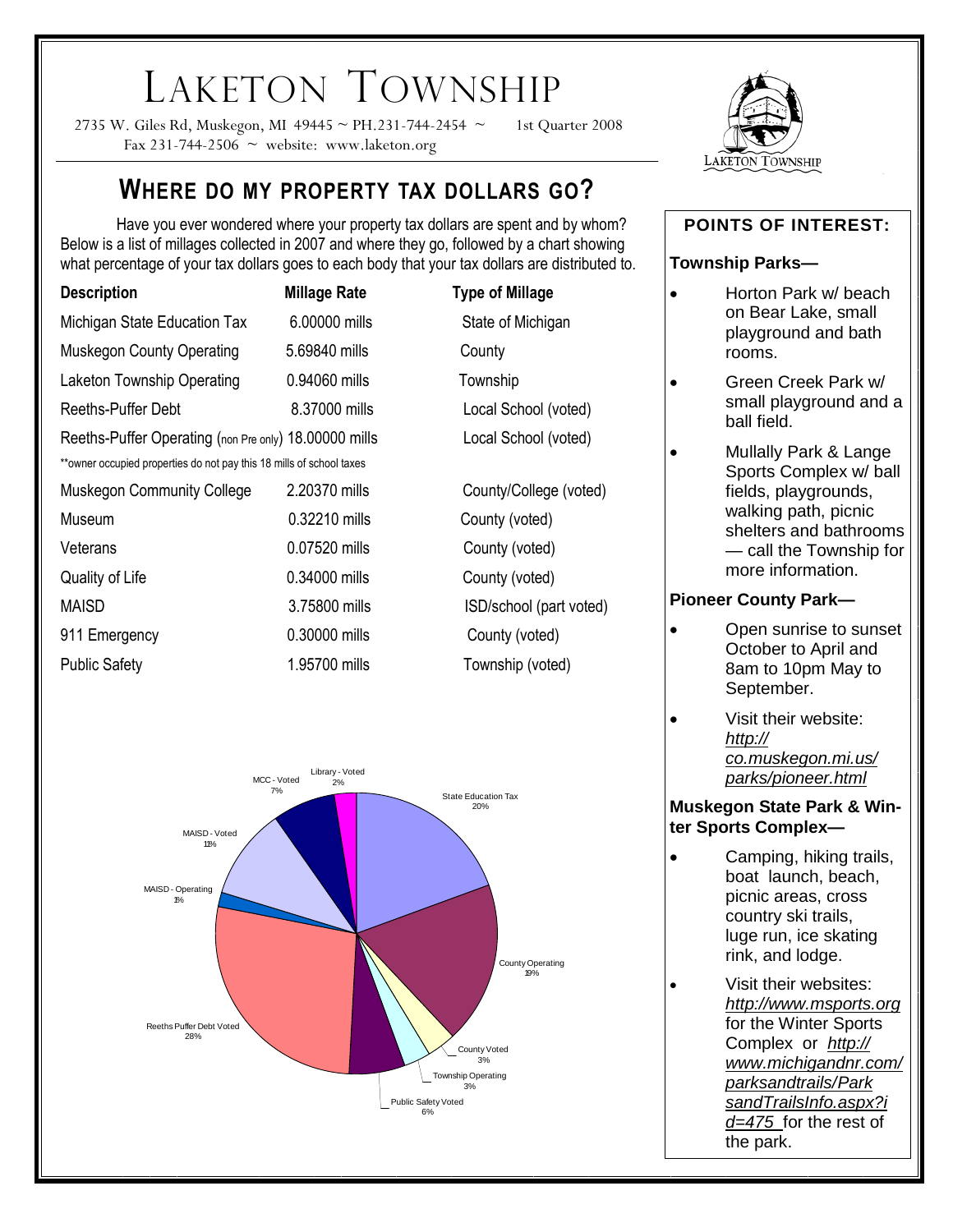# LAKETON TOWNSHIP

2735 W. Giles Rd, Muskegon, MI 49445 ~ PH.231-744-2454 ~ 1st Quarter 2008
Fax 231-744-2506 ~ website: www.laketon.org

## WHERE DO MY PROPERTY TAX DOLLARS GO?

Have you ever wondered where your property tax dollars are spent and by whom? Below is a list of millages collected in 2007 and where they go, followed by a chart showing what percentage of your tax dollars goes to each body that your tax dollars are distributed to.

| Description | Millage Rate | Type of Millage |
|---|---|---|
| Michigan State Education Tax | 6.00000 mills | State of Michigan |
| Muskegon County Operating | 5.69840 mills | County |
| Laketon Township Operating | 0.94060 mills | Township |
| Reeths-Puffer Debt | 8.37000 mills | Local School (voted) |
| Reeths-Puffer Operating (non Pre only) | 18.00000 mills | Local School (voted) |
| **owner occupied properties do not pay this 18 mills of school taxes | | |
| Muskegon Community College | 2.20370 mills | County/College (voted) |
| Museum | 0.32210 mills | County (voted) |
| Veterans | 0.07520 mills | County (voted) |
| Quality of Life | 0.34000 mills | County (voted) |
| MAISD | 3.75800 mills | ISD/school (part voted) |
| 911 Emergency | 0.30000 mills | County (voted) |
| Public Safety | 1.95700 mills | Township (voted) |

State Education Tax
20%

County Operating
19%

County Voted
3%

Township Operating
3%

Public Safety Voted
6%

Reeths Puffer Debt Voted
28%

MAISD - Operating
1%

MAISD - Voted
11%

MCC - Voted
7%

Library - Voted
2%

### POINTS OF INTEREST:

**Township Parks—**

- Horton Park w/ beach on Bear Lake, small playground and bath rooms.
- Green Creek Park w/ small playground and a ball field.
- Mullally Park & Lange Sports Complex w/ ball fields, playgrounds, walking path, picnic shelters and bathrooms — call the Township for more information.

**Pioneer County Park—**

- Open sunrise to sunset October to April and 8am to 10pm May to September.
- Visit their website: *http://co.muskegon.mi.us/parks/pioneer.html*

**Muskegon State Park & Winter Sports Complex—**

- Camping, hiking trails, boat launch, beach, picnic areas, cross country ski trails, luge run, ice skating rink, and lodge.
- Visit their websites: *http://www.msports.org* for the Winter Sports Complex or *http://www.michigandnr.com/parksandtrails/ParksandTrailsInfo.aspx?id=475* for the rest of the park.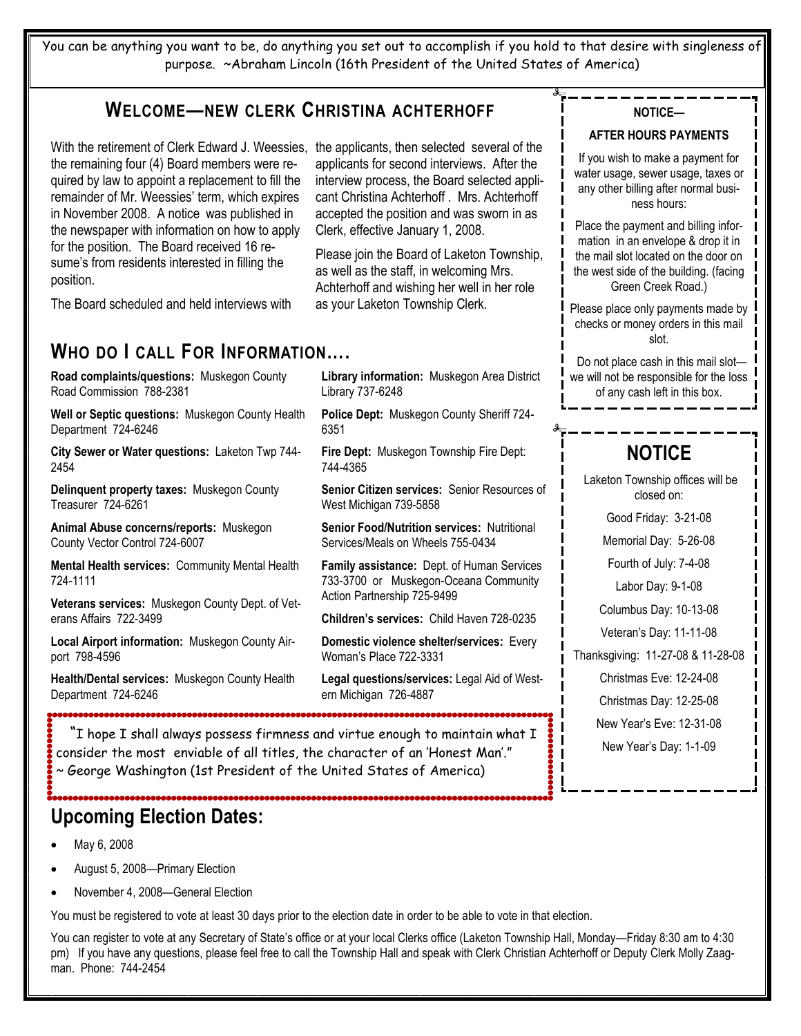You can be anything you want to be, do anything you set out to accomplish if you hold to that desire with singleness of purpose. ~Abraham Lincoln (16th President of the United States of America)

## WELCOME—NEW CLERK CHRISTINA ACHTERHOFF

With the retirement of Clerk Edward J. Weessies, the remaining four (4) Board members were required by law to appoint a replacement to fill the remainder of Mr. Weessies' term, which expires in November 2008. A notice was published in the newspaper with information on how to apply for the position. The Board received 16 resume's from residents interested in filling the position.

The Board scheduled and held interviews with the applicants, then selected several of the applicants for second interviews. After the interview process, the Board selected applicant Christina Achterhoff . Mrs. Achterhoff accepted the position and was sworn in as Clerk, effective January 1, 2008.

Please join the Board of Laketon Township, as well as the staff, in welcoming Mrs. Achterhoff and wishing her well in her role as your Laketon Township Clerk.

## WHO DO I CALL FOR INFORMATION….

**Road complaints/questions:** Muskegon County Road Commission 788-2381

**Well or Septic questions:** Muskegon County Health Department 724-6246

**City Sewer or Water questions:** Laketon Twp 744-2454

**Delinquent property taxes:** Muskegon County Treasurer 724-6261

**Animal Abuse concerns/reports:** Muskegon County Vector Control 724-6007

**Mental Health services:** Community Mental Health 724-1111

**Veterans services:** Muskegon County Dept. of Veterans Affairs 722-3499

**Local Airport information:** Muskegon County Airport 798-4596

**Health/Dental services:** Muskegon County Health Department 724-6246

**Library information:** Muskegon Area District Library 737-6248

**Police Dept:** Muskegon County Sheriff 724-6351

**Fire Dept:** Muskegon Township Fire Dept: 744-4365

**Senior Citizen services:** Senior Resources of West Michigan 739-5858

**Senior Food/Nutrition services:** Nutritional Services/Meals on Wheels 755-0434

**Family assistance:** Dept. of Human Services 733-3700 or Muskegon-Oceana Community Action Partnership 725-9499

**Children's services:** Child Haven 728-0235

**Domestic violence shelter/services:** Every Woman's Place 722-3331

**Legal questions/services:** Legal Aid of Western Michigan 726-4887

"I hope I shall always possess firmness and virtue enough to maintain what I consider the most enviable of all titles, the character of an 'Honest Man'." ~ George Washington (1st President of the United States of America)

## Upcoming Election Dates:

- May 6, 2008
- August 5, 2008—Primary Election
- November 4, 2008—General Election

You must be registered to vote at least 30 days prior to the election date in order to be able to vote in that election.

You can register to vote at any Secretary of State's office or at your local Clerks office (Laketon Township Hall, Monday—Friday 8:30 am to 4:30 pm) If you have any questions, please feel free to call the Township Hall and speak with Clerk Christian Achterhoff or Deputy Clerk Molly Zaagman. Phone: 744-2454

### NOTICE—

### AFTER HOURS PAYMENTS

If you wish to make a payment for water usage, sewer usage, taxes or any other billing after normal business hours:

Place the payment and billing information in an envelope & drop it in the mail slot located on the door on the west side of the building. (facing Green Creek Road.)

Please place only payments made by checks or money orders in this mail slot.

Do not place cash in this mail slot—we will not be responsible for the loss of any cash left in this box.

## NOTICE

Laketon Township offices will be closed on:

Good Friday: 3-21-08

Memorial Day: 5-26-08

Fourth of July: 7-4-08

Labor Day: 9-1-08

Columbus Day: 10-13-08

Veteran's Day: 11-11-08

Thanksgiving: 11-27-08 & 11-28-08

Christmas Eve: 12-24-08

Christmas Day: 12-25-08

New Year's Eve: 12-31-08

New Year's Day: 1-1-09